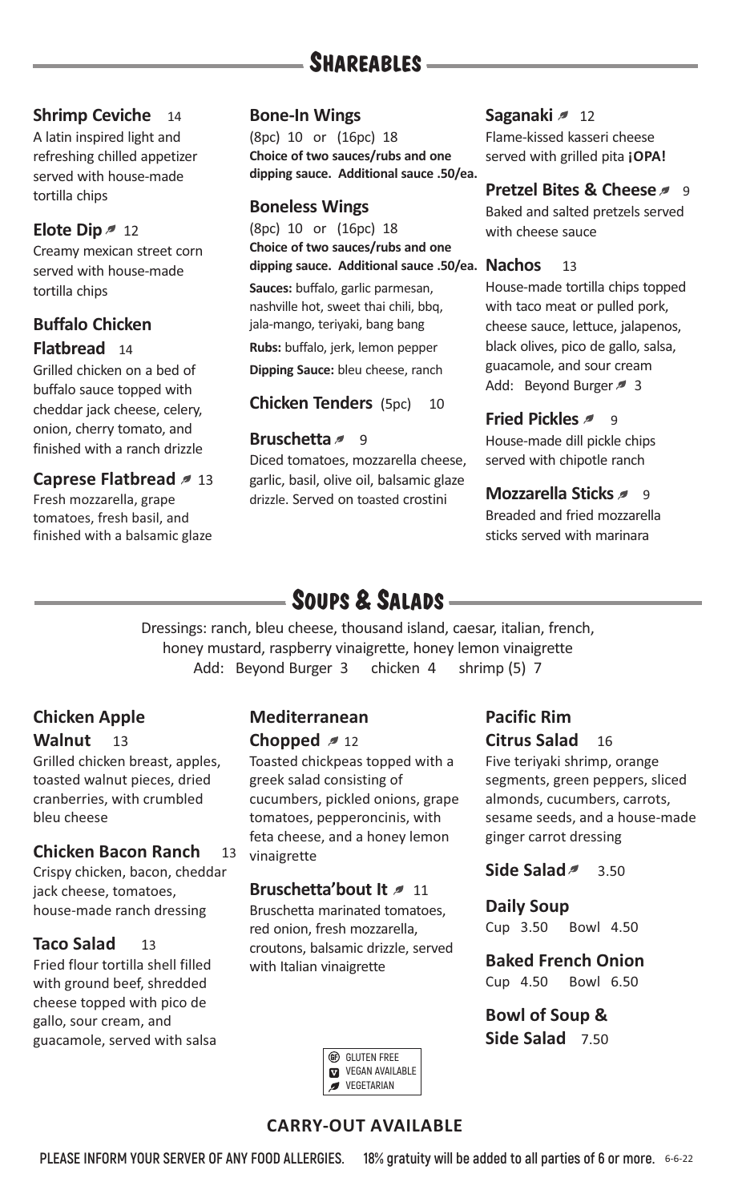## Shareables

**Shrimp Ceviche** 14
A latin inspired light and refreshing chilled appetizer served with house-made tortilla chips

**Elote Dip** 🌿 12
Creamy mexican street corn served with house-made tortilla chips

**Buffalo Chicken Flatbread** 14
Grilled chicken on a bed of buffalo sauce topped with cheddar jack cheese, celery, onion, cherry tomato, and finished with a ranch drizzle

**Caprese Flatbread** 🌿 13
Fresh mozzarella, grape tomatoes, fresh basil, and finished with a balsamic glaze

**Bone-In Wings**
(8pc) 10 or (16pc) 18
**Choice of two sauces/rubs and one dipping sauce. Additional sauce .50/ea.**

**Boneless Wings**
(8pc) 10 or (16pc) 18
**Choice of two sauces/rubs and one dipping sauce. Additional sauce .50/ea.**

**Sauces:** buffalo, garlic parmesan, nashville hot, sweet thai chili, bbq, jala-mango, teriyaki, bang bang

**Rubs:** buffalo, jerk, lemon pepper

**Dipping Sauce:** bleu cheese, ranch

**Chicken Tenders** (5pc) 10

**Bruschetta** 🌿 9
Diced tomatoes, mozzarella cheese, garlic, basil, olive oil, balsamic glaze drizzle. Served on toasted crostini

**Saganaki** 🌿 12
Flame-kissed kasseri cheese served with grilled pita **¡OPA!**

**Pretzel Bites & Cheese** 🌿 9
Baked and salted pretzels served with cheese sauce

**Nachos** 13
House-made tortilla chips topped with taco meat or pulled pork, cheese sauce, lettuce, jalapenos, black olives, pico de gallo, salsa, guacamole, and sour cream
Add: Beyond Burger 🌿 3

**Fried Pickles** 🌿 9
House-made dill pickle chips served with chipotle ranch

**Mozzarella Sticks** 🌿 9
Breaded and fried mozzarella sticks served with marinara

## Soups & Salads

Dressings: ranch, bleu cheese, thousand island, caesar, italian, french, honey mustard, raspberry vinaigrette, honey lemon vinaigrette
Add: Beyond Burger 3 chicken 4 shrimp (5) 7

**Chicken Apple Walnut** 13
Grilled chicken breast, apples, toasted walnut pieces, dried cranberries, with crumbled bleu cheese

**Chicken Bacon Ranch** 13
Crispy chicken, bacon, cheddar jack cheese, tomatoes, house-made ranch dressing

**Taco Salad** 13
Fried flour tortilla shell filled with ground beef, shredded cheese topped with pico de gallo, sour cream, and guacamole, served with salsa

**Mediterranean Chopped** 🌿 12
Toasted chickpeas topped with a greek salad consisting of cucumbers, pickled onions, grape tomatoes, pepperoncinis, with feta cheese, and a honey lemon vinaigrette

**Bruschetta'bout It** 🌿 11
Bruschetta marinated tomatoes, red onion, fresh mozzarella, croutons, balsamic drizzle, served with Italian vinaigrette

**Pacific Rim Citrus Salad** 16
Five teriyaki shrimp, orange segments, green peppers, sliced almonds, cucumbers, carrots, sesame seeds, and a house-made ginger carrot dressing

**Side Salad** 🌿 3.50

**Daily Soup**
Cup 3.50 Bowl 4.50

**Baked French Onion**
Cup 4.50 Bowl 6.50

**Bowl of Soup & Side Salad** 7.50

GF GLUTEN FREE
V VEGAN AVAILABLE
🌿 VEGETARIAN

**CARRY-OUT AVAILABLE**

**PLEASE INFORM YOUR SERVER OF ANY FOOD ALLERGIES.** **18% gratuity will be added to all parties of 6 or more.** 6-6-22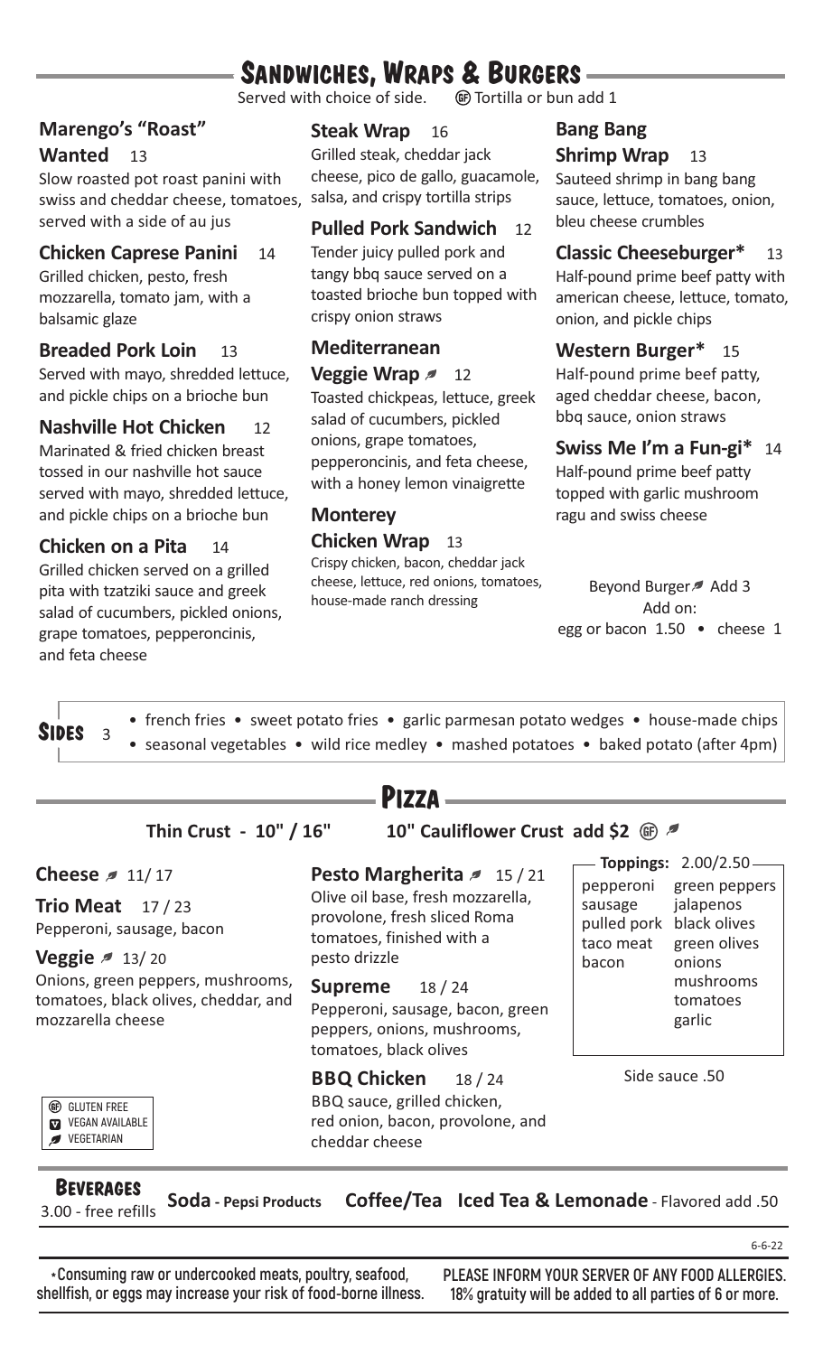# Sandwiches, Wraps & Burgers

Served with choice of side. (GF) Tortilla or bun add 1

### Marengo's "Roast" Wanted 13

Slow roasted pot roast panini with swiss and cheddar cheese, tomatoes, served with a side of au jus

### Chicken Caprese Panini 14

Grilled chicken, pesto, fresh mozzarella, tomato jam, with a balsamic glaze

### Breaded Pork Loin 13

Served with mayo, shredded lettuce, and pickle chips on a brioche bun

### Nashville Hot Chicken 12

Marinated & fried chicken breast tossed in our nashville hot sauce served with mayo, shredded lettuce, and pickle chips on a brioche bun

### Chicken on a Pita 14

Grilled chicken served on a grilled pita with tzatziki sauce and greek salad of cucumbers, pickled onions, grape tomatoes, pepperoncinis, and feta cheese

### Steak Wrap 16

Grilled steak, cheddar jack cheese, pico de gallo, guacamole, salsa, and crispy tortilla strips

### Pulled Pork Sandwich 12

Tender juicy pulled pork and tangy bbq sauce served on a toasted brioche bun topped with crispy onion straws

### Mediterranean Veggie Wrap (Vegetarian) 12

Toasted chickpeas, lettuce, greek salad of cucumbers, pickled onions, grape tomatoes, pepperoncinis, and feta cheese, with a honey lemon vinaigrette

### Monterey Chicken Wrap 13

Crispy chicken, bacon, cheddar jack cheese, lettuce, red onions, tomatoes, house-made ranch dressing

### Bang Bang Shrimp Wrap 13

Sauteed shrimp in bang bang sauce, lettuce, tomatoes, onion, bleu cheese crumbles

### Classic Cheeseburger* 13

Half-pound prime beef patty with american cheese, lettuce, tomato, onion, and pickle chips

### Western Burger* 15

Half-pound prime beef patty, aged cheddar cheese, bacon, bbq sauce, onion straws

### Swiss Me I'm a Fun-gi* 14

Half-pound prime beef patty topped with garlic mushroom ragu and swiss cheese

Beyond Burger (Vegetarian) Add 3

Add on:
egg or bacon 1.50 • cheese 1

## Sides 3

- french fries • sweet potato fries • garlic parmesan potato wedges • house-made chips
- seasonal vegetables • wild rice medley • mashed potatoes • baked potato (after 4pm)

# Pizza

**Thin Crust - 10" / 16"** **10" Cauliflower Crust add $2** (GF) (Vegetarian)

### Cheese (Vegetarian) 11/ 17

### Trio Meat 17 / 23

Pepperoni, sausage, bacon

### Veggie (Vegetarian) 13/ 20

Onions, green peppers, mushrooms, tomatoes, black olives, cheddar, and mozzarella cheese

### Pesto Margherita (Vegetarian) 15 / 21

Olive oil base, fresh mozzarella, provolone, fresh sliced Roma tomatoes, finished with a pesto drizzle

### Supreme 18 / 24

Pepperoni, sausage, bacon, green peppers, onions, mushrooms, tomatoes, black olives

### BBQ Chicken 18 / 24

BBQ sauce, grilled chicken, red onion, bacon, provolone, and cheddar cheese

**Toppings:** 2.00/2.50

| | |
|---|---|
| pepperoni | green peppers |
| sausage | jalapenos |
| pulled pork | black olives |
| taco meat | green olives |
| bacon | onions |
| | mushrooms |
| | tomatoes |
| | garlic |

Side sauce .50

(GF) GLUTEN FREE
(V) VEGAN AVAILABLE
(Vegetarian) VEGETARIAN

## Beverages

3.00 - free refills

**Soda - Pepsi Products** **Coffee/Tea** **Iced Tea & Lemonade** - Flavored add .50

6-6-22

*Consuming raw or undercooked meats, poultry, seafood, shellfish, or eggs may increase your risk of food-borne illness.

PLEASE INFORM YOUR SERVER OF ANY FOOD ALLERGIES.
18% gratuity will be added to all parties of 6 or more.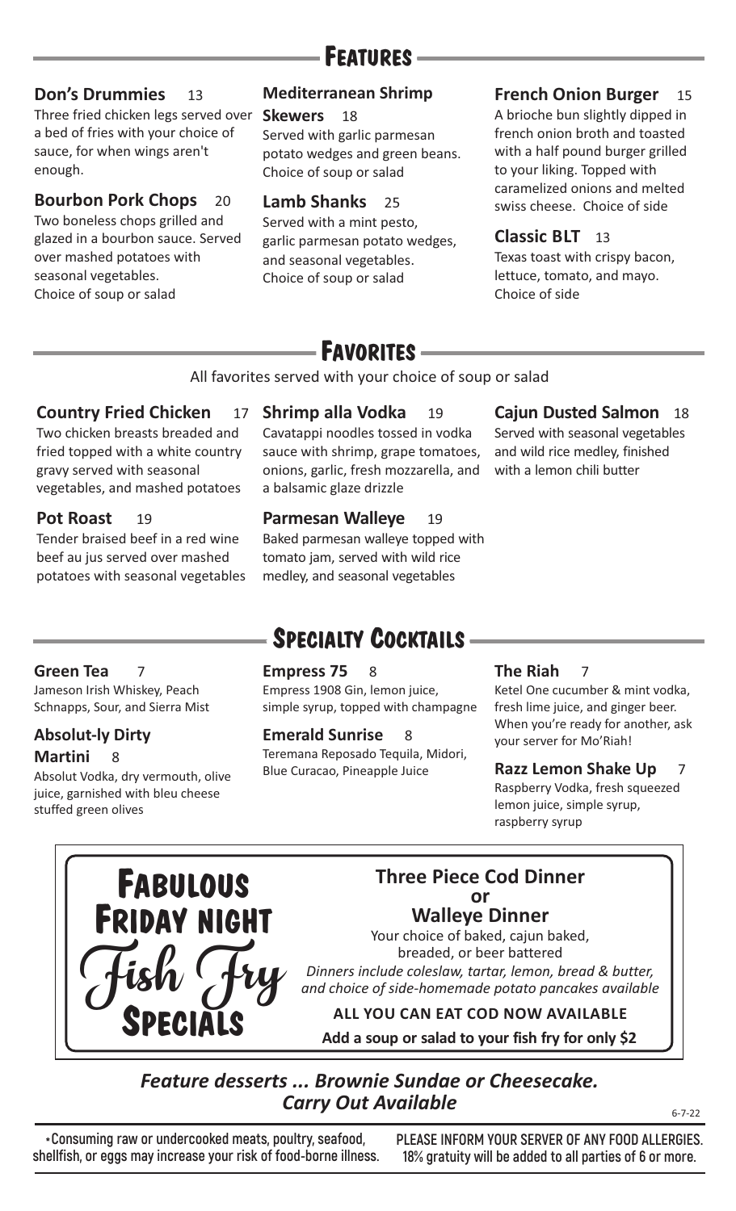# Features

**Don's Drummies** 13
Three fried chicken legs served over a bed of fries with your choice of sauce, for when wings aren't enough.

**Bourbon Pork Chops** 20
Two boneless chops grilled and glazed in a bourbon sauce. Served over mashed potatoes with seasonal vegetables.
Choice of soup or salad

**Mediterranean Shrimp Skewers** 18
Served with garlic parmesan potato wedges and green beans. Choice of soup or salad

**Lamb Shanks** 25
Served with a mint pesto, garlic parmesan potato wedges, and seasonal vegetables. Choice of soup or salad

**French Onion Burger** 15
A brioche bun slightly dipped in french onion broth and toasted with a half pound burger grilled to your liking. Topped with caramelized onions and melted swiss cheese. Choice of side

**Classic BLT** 13
Texas toast with crispy bacon, lettuce, tomato, and mayo. Choice of side

# Favorites

All favorites served with your choice of soup or salad

**Country Fried Chicken** 17
Two chicken breasts breaded and fried topped with a white country gravy served with seasonal vegetables, and mashed potatoes

**Pot Roast** 19
Tender braised beef in a red wine beef au jus served over mashed potatoes with seasonal vegetables

**Shrimp alla Vodka** 19
Cavatappi noodles tossed in vodka sauce with shrimp, grape tomatoes, onions, garlic, fresh mozzarella, and a balsamic glaze drizzle

**Parmesan Walleye** 19
Baked parmesan walleye topped with tomato jam, served with wild rice medley, and seasonal vegetables

**Cajun Dusted Salmon** 18
Served with seasonal vegetables and wild rice medley, finished with a lemon chili butter

# Specialty Cocktails

**Green Tea** 7
Jameson Irish Whiskey, Peach Schnapps, Sour, and Sierra Mist

**Absolut-ly Dirty Martini** 8
Absolut Vodka, dry vermouth, olive juice, garnished with bleu cheese stuffed green olives

**Empress 75** 8
Empress 1908 Gin, lemon juice, simple syrup, topped with champagne

**Emerald Sunrise** 8
Teremana Reposado Tequila, Midori, Blue Curacao, Pineapple Juice

**The Riah** 7
Ketel One cucumber & mint vodka, fresh lime juice, and ginger beer. When you're ready for another, ask your server for Mo'Riah!

**Razz Lemon Shake Up** 7
Raspberry Vodka, fresh squeezed lemon juice, simple syrup, raspberry syrup

# Fabulous Friday Night Fish Fry Specials

**Three Piece Cod Dinner or Walleye Dinner**
Your choice of baked, cajun baked, breaded, or beer battered
*Dinners include coleslaw, tartar, lemon, bread & butter, and choice of side-homemade potato pancakes available*

**ALL YOU CAN EAT COD NOW AVAILABLE**
**Add a soup or salad to your fish fry for only $2**

***Feature desserts ... Brownie Sundae or Cheesecake.***
***Carry Out Available***

6-7-22

*Consuming raw or undercooked meats, poultry, seafood, shellfish, or eggs may increase your risk of food-borne illness.

PLEASE INFORM YOUR SERVER OF ANY FOOD ALLERGIES. 18% gratuity will be added to all parties of 6 or more.